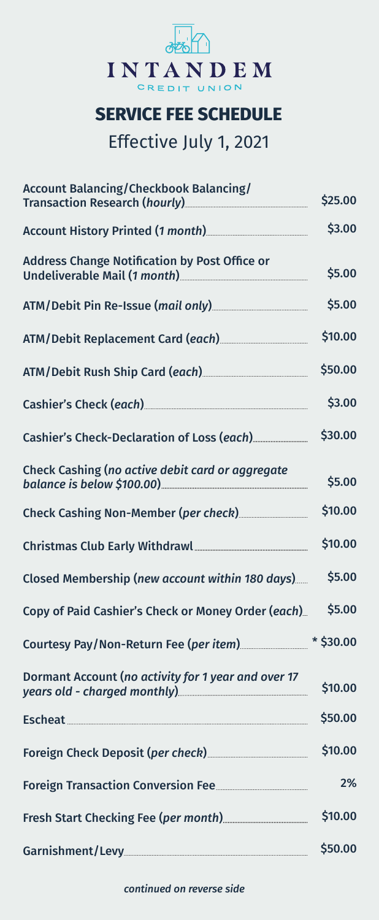# INTANDEM

CREDIT UNION

## SERVICE FEE SCHEDULE

Effective July 1, 2021

| Service | Fee |
| --- | --- |
| Account Balancing/Checkbook Balancing/ Transaction Research (*hourly*) | $25.00 |
| Account History Printed (*1 month*) | $3.00 |
| Address Change Notification by Post Office or Undeliverable Mail (*1 month*) | $5.00 |
| ATM/Debit Pin Re-Issue (*mail only*) | $5.00 |
| ATM/Debit Replacement Card (*each*) | $10.00 |
| ATM/Debit Rush Ship Card (*each*) | $50.00 |
| Cashier's Check (*each*) | $3.00 |
| Cashier's Check-Declaration of Loss (*each*) | $30.00 |
| Check Cashing (*no active debit card or aggregate balance is below $100.00*) | $5.00 |
| Check Cashing Non-Member (*per check*) | $10.00 |
| Christmas Club Early Withdrawl | $10.00 |
| Closed Membership (*new account within 180 days*) | $5.00 |
| Copy of Paid Cashier's Check or Money Order (*each*) | $5.00 |
| Courtesy Pay/Non-Return Fee (*per item*) | * $30.00 |
| Dormant Account (*no activity for 1 year and over 17 years old - charged monthly*) | $10.00 |
| Escheat | $50.00 |
| Foreign Check Deposit (*per check*) | $10.00 |
| Foreign Transaction Conversion Fee | 2% |
| Fresh Start Checking Fee (*per month*) | $10.00 |
| Garnishment/Levy | $50.00 |

*continued on reverse side*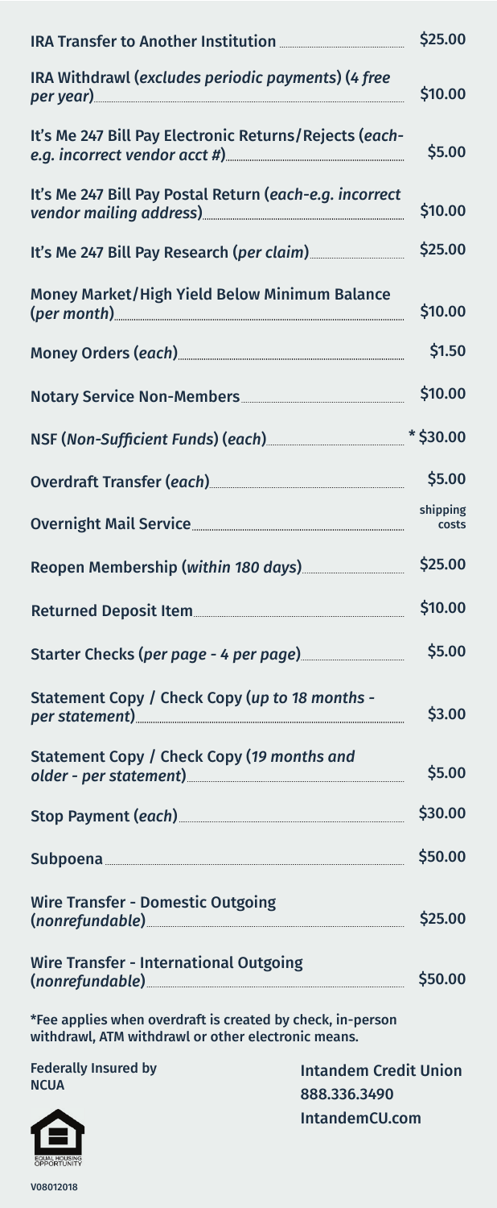| | |
|---|---|
| IRA Transfer to Another Institution | $25.00 |
| IRA Withdrawl (*excludes periodic payments*) (*4 free per year*) | $10.00 |
| It's Me 247 Bill Pay Electronic Returns/Rejects (*each- e.g. incorrect vendor acct #*) | $5.00 |
| It's Me 247 Bill Pay Postal Return (*each-e.g. incorrect vendor mailing address*) | $10.00 |
| It's Me 247 Bill Pay Research (*per claim*) | $25.00 |
| Money Market/High Yield Below Minimum Balance (*per month*) | $10.00 |
| Money Orders (*each*) | $1.50 |
| Notary Service Non-Members | $10.00 |
| NSF (*Non-Sufficient Funds*) (*each*) | * $30.00 |
| Overdraft Transfer (*each*) | $5.00 |
| Overnight Mail Service | shipping costs |
| Reopen Membership (*within 180 days*) | $25.00 |
| Returned Deposit Item | $10.00 |
| Starter Checks (*per page - 4 per page*) | $5.00 |
| Statement Copy / Check Copy (*up to 18 months - per statement*) | $3.00 |
| Statement Copy / Check Copy (*19 months and older - per statement*) | $5.00 |
| Stop Payment (*each*) | $30.00 |
| Subpoena | $50.00 |
| Wire Transfer - Domestic Outgoing (*nonrefundable*) | $25.00 |
| Wire Transfer - International Outgoing (*nonrefundable*) | $50.00 |

*Fee applies when overdraft is created by check, in-person withdrawl, ATM withdrawl or other electronic means.

Federally Insured by NCUA

Intandem Credit Union
888.336.3490
IntandemCU.com

EQUAL HOUSING OPPORTUNITY

V08012018